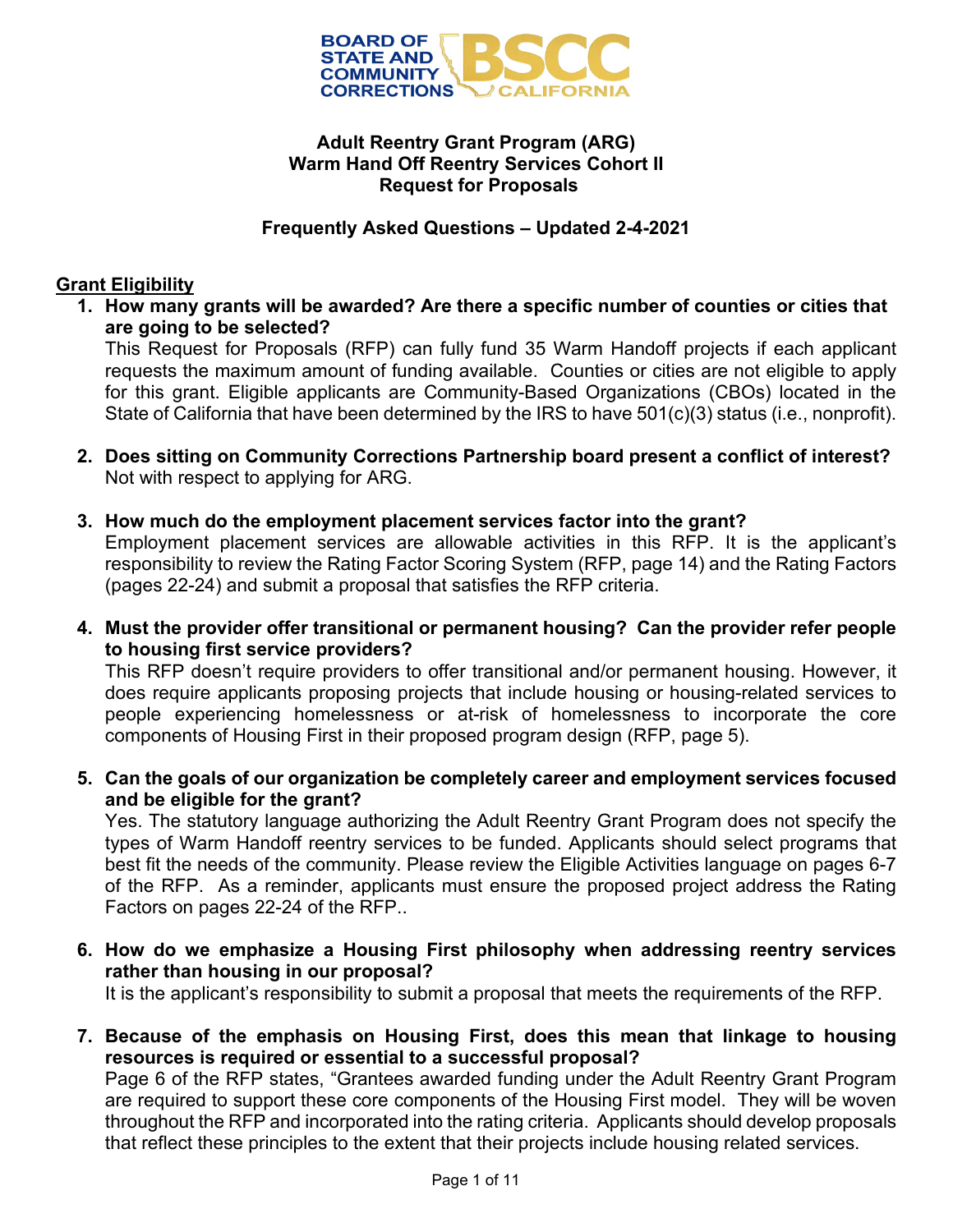**Adult Reentry Grant Program (ARG)**
**Warm Hand Off Reentry Services Cohort II**
**Request for Proposals**

**Frequently Asked Questions – Updated 2-4-2021**

## Grant Eligibility

1. **How many grants will be awarded? Are there a specific number of counties or cities that are going to be selected?**
   This Request for Proposals (RFP) can fully fund 35 Warm Handoff projects if each applicant requests the maximum amount of funding available. Counties or cities are not eligible to apply for this grant. Eligible applicants are Community-Based Organizations (CBOs) located in the State of California that have been determined by the IRS to have 501(c)(3) status (i.e., nonprofit).

2. **Does sitting on Community Corrections Partnership board present a conflict of interest?**
   Not with respect to applying for ARG.

3. **How much do the employment placement services factor into the grant?**
   Employment placement services are allowable activities in this RFP. It is the applicant's responsibility to review the Rating Factor Scoring System (RFP, page 14) and the Rating Factors (pages 22-24) and submit a proposal that satisfies the RFP criteria.

4. **Must the provider offer transitional or permanent housing? Can the provider refer people to housing first service providers?**
   This RFP doesn't require providers to offer transitional and/or permanent housing. However, it does require applicants proposing projects that include housing or housing-related services to people experiencing homelessness or at-risk of homelessness to incorporate the core components of Housing First in their proposed program design (RFP, page 5).

5. **Can the goals of our organization be completely career and employment services focused and be eligible for the grant?**
   Yes. The statutory language authorizing the Adult Reentry Grant Program does not specify the types of Warm Handoff reentry services to be funded. Applicants should select programs that best fit the needs of the community. Please review the Eligible Activities language on pages 6-7 of the RFP. As a reminder, applicants must ensure the proposed project address the Rating Factors on pages 22-24 of the RFP..

6. **How do we emphasize a Housing First philosophy when addressing reentry services rather than housing in our proposal?**
   It is the applicant's responsibility to submit a proposal that meets the requirements of the RFP.

7. **Because of the emphasis on Housing First, does this mean that linkage to housing resources is required or essential to a successful proposal?**
   Page 6 of the RFP states, "Grantees awarded funding under the Adult Reentry Grant Program are required to support these core components of the Housing First model. They will be woven throughout the RFP and incorporated into the rating criteria. Applicants should develop proposals that reflect these principles to the extent that their projects include housing related services.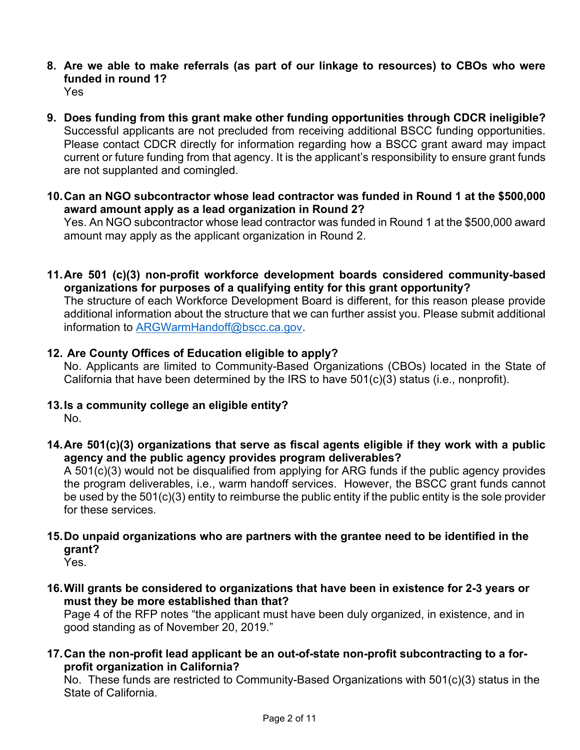8. **Are we able to make referrals (as part of our linkage to resources) to CBOs who were funded in round 1?**
   Yes

9. **Does funding from this grant make other funding opportunities through CDCR ineligible?**
   Successful applicants are not precluded from receiving additional BSCC funding opportunities. Please contact CDCR directly for information regarding how a BSCC grant award may impact current or future funding from that agency. It is the applicant's responsibility to ensure grant funds are not supplanted and comingled.

10. **Can an NGO subcontractor whose lead contractor was funded in Round 1 at the $500,000 award amount apply as a lead organization in Round 2?**
    Yes. An NGO subcontractor whose lead contractor was funded in Round 1 at the $500,000 award amount may apply as the applicant organization in Round 2.

11. **Are 501 (c)(3) non-profit workforce development boards considered community-based organizations for purposes of a qualifying entity for this grant opportunity?**
    The structure of each Workforce Development Board is different, for this reason please provide additional information about the structure that we can further assist you. Please submit additional information to [ARGWarmHandoff@bscc.ca.gov](mailto:ARGWarmHandoff@bscc.ca.gov).

12. **Are County Offices of Education eligible to apply?**
    No. Applicants are limited to Community-Based Organizations (CBOs) located in the State of California that have been determined by the IRS to have 501(c)(3) status (i.e., nonprofit).

13. **Is a community college an eligible entity?**
    No.

14. **Are 501(c)(3) organizations that serve as fiscal agents eligible if they work with a public agency and the public agency provides program deliverables?**
    A 501(c)(3) would not be disqualified from applying for ARG funds if the public agency provides the program deliverables, i.e., warm handoff services. However, the BSCC grant funds cannot be used by the 501(c)(3) entity to reimburse the public entity if the public entity is the sole provider for these services.

15. **Do unpaid organizations who are partners with the grantee need to be identified in the grant?**
    Yes.

16. **Will grants be considered to organizations that have been in existence for 2-3 years or must they be more established than that?**
    Page 4 of the RFP notes "the applicant must have been duly organized, in existence, and in good standing as of November 20, 2019."

17. **Can the non-profit lead applicant be an out-of-state non-profit subcontracting to a for-profit organization in California?**
    No. These funds are restricted to Community-Based Organizations with 501(c)(3) status in the State of California.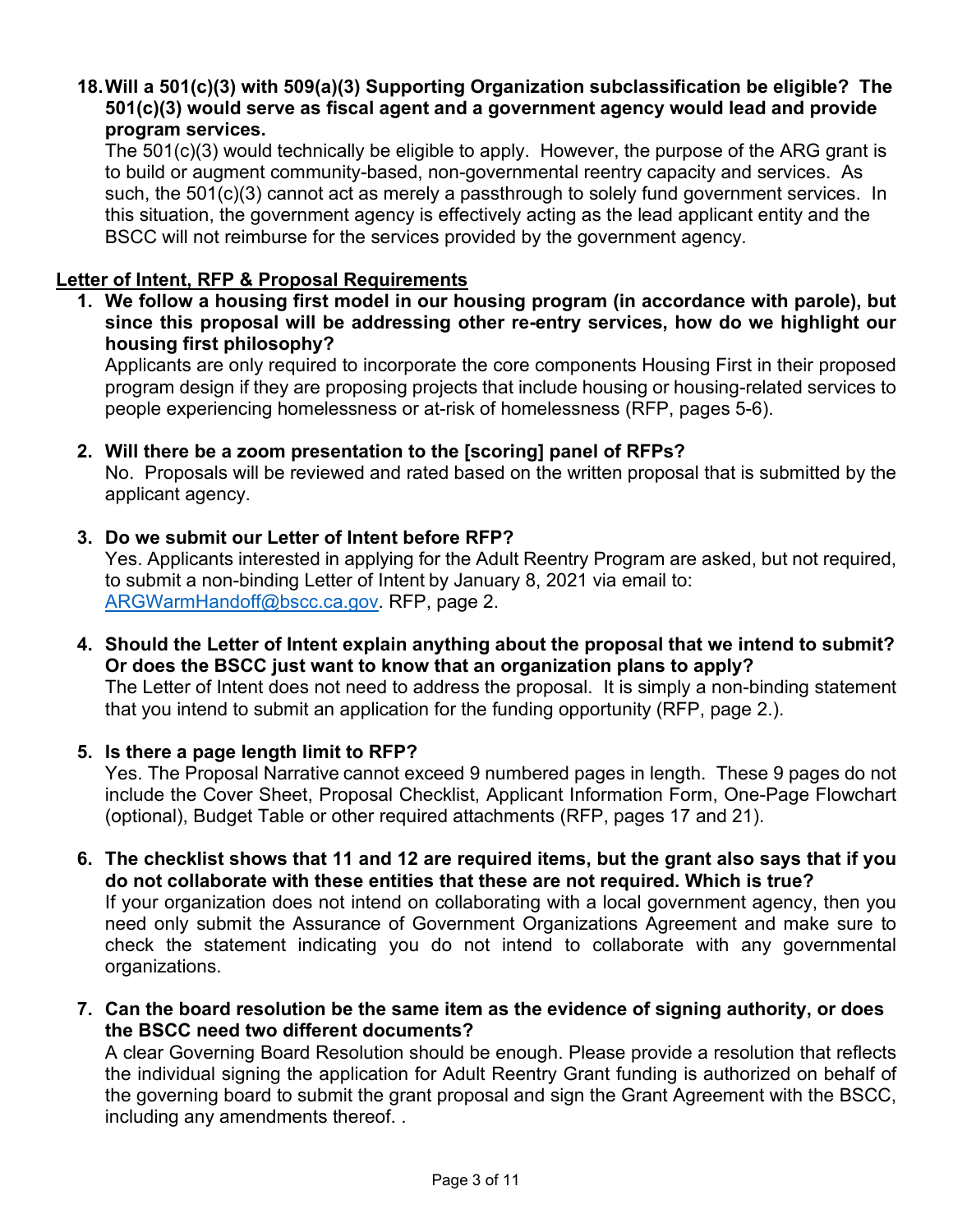18. **Will a 501(c)(3) with 509(a)(3) Supporting Organization subclassification be eligible? The 501(c)(3) would serve as fiscal agent and a government agency would lead and provide program services.**
    
    The 501(c)(3) would technically be eligible to apply. However, the purpose of the ARG grant is to build or augment community-based, non-governmental reentry capacity and services. As such, the 501(c)(3) cannot act as merely a passthrough to solely fund government services. In this situation, the government agency is effectively acting as the lead applicant entity and the BSCC will not reimburse for the services provided by the government agency.

## Letter of Intent, RFP & Proposal Requirements

1. **We follow a housing first model in our housing program (in accordance with parole), but since this proposal will be addressing other re-entry services, how do we highlight our housing first philosophy?**
   
   Applicants are only required to incorporate the core components Housing First in their proposed program design if they are proposing projects that include housing or housing-related services to people experiencing homelessness or at-risk of homelessness (RFP, pages 5-6).

2. **Will there be a zoom presentation to the [scoring] panel of RFPs?**
   
   No. Proposals will be reviewed and rated based on the written proposal that is submitted by the applicant agency.

3. **Do we submit our Letter of Intent before RFP?**
   
   Yes. Applicants interested in applying for the Adult Reentry Program are asked, but not required, to submit a non-binding Letter of Intent by January 8, 2021 via email to: [ARGWarmHandoff@bscc.ca.gov](mailto:ARGWarmHandoff@bscc.ca.gov). RFP, page 2.

4. **Should the Letter of Intent explain anything about the proposal that we intend to submit? Or does the BSCC just want to know that an organization plans to apply?**
   
   The Letter of Intent does not need to address the proposal. It is simply a non-binding statement that you intend to submit an application for the funding opportunity (RFP, page 2.).

5. **Is there a page length limit to RFP?**
   
   Yes. The Proposal Narrative cannot exceed 9 numbered pages in length. These 9 pages do not include the Cover Sheet, Proposal Checklist, Applicant Information Form, One-Page Flowchart (optional), Budget Table or other required attachments (RFP, pages 17 and 21).

6. **The checklist shows that 11 and 12 are required items, but the grant also says that if you do not collaborate with these entities that these are not required. Which is true?**
   
   If your organization does not intend on collaborating with a local government agency, then you need only submit the Assurance of Government Organizations Agreement and make sure to check the statement indicating you do not intend to collaborate with any governmental organizations.

7. **Can the board resolution be the same item as the evidence of signing authority, or does the BSCC need two different documents?**
   
   A clear Governing Board Resolution should be enough. Please provide a resolution that reflects the individual signing the application for Adult Reentry Grant funding is authorized on behalf of the governing board to submit the grant proposal and sign the Grant Agreement with the BSCC, including any amendments thereof. .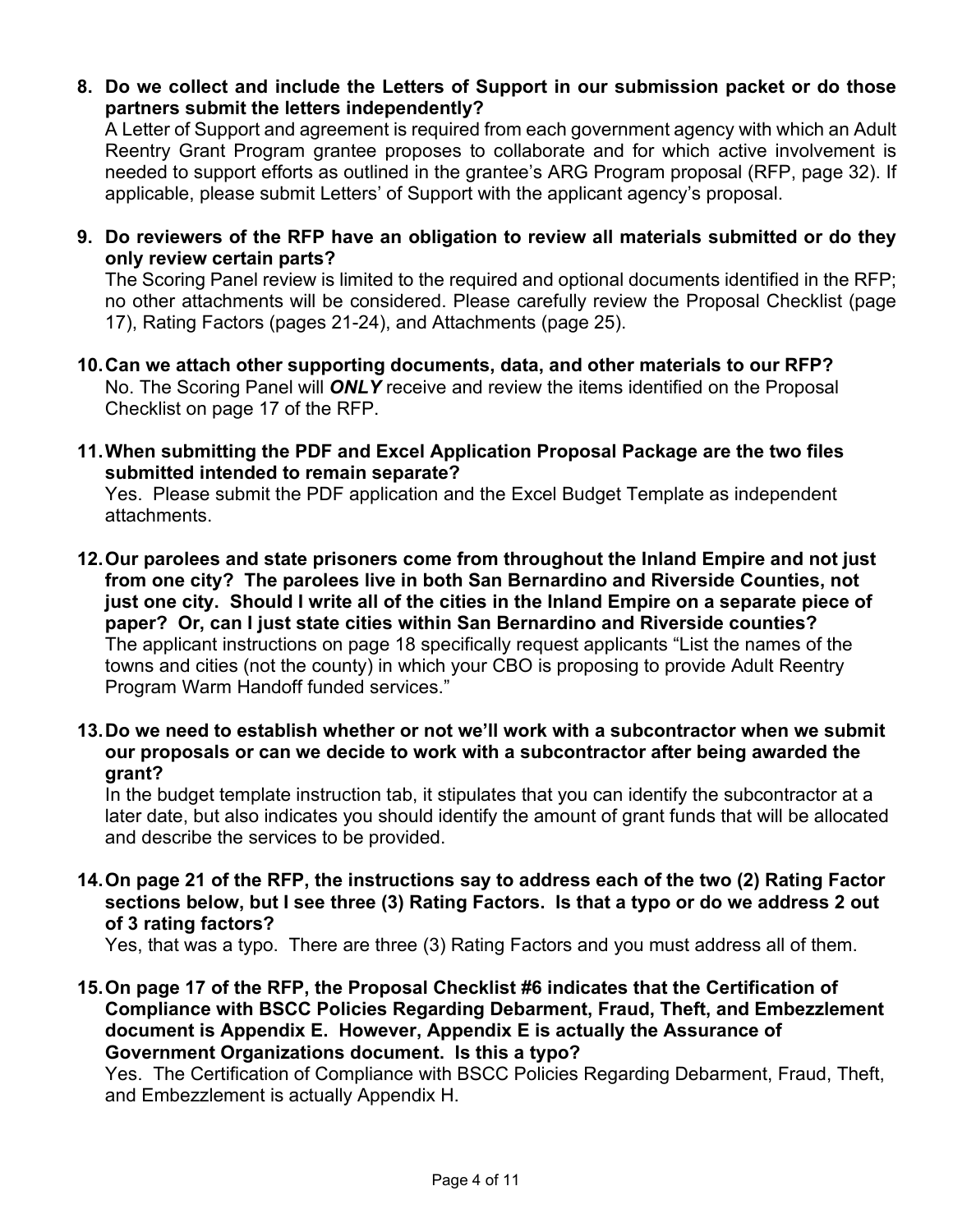8. **Do we collect and include the Letters of Support in our submission packet or do those partners submit the letters independently?**
   A Letter of Support and agreement is required from each government agency with which an Adult Reentry Grant Program grantee proposes to collaborate and for which active involvement is needed to support efforts as outlined in the grantee's ARG Program proposal (RFP, page 32). If applicable, please submit Letters' of Support with the applicant agency's proposal.

9. **Do reviewers of the RFP have an obligation to review all materials submitted or do they only review certain parts?**
   The Scoring Panel review is limited to the required and optional documents identified in the RFP; no other attachments will be considered. Please carefully review the Proposal Checklist (page 17), Rating Factors (pages 21-24), and Attachments (page 25).

10. **Can we attach other supporting documents, data, and other materials to our RFP?**
    No. The Scoring Panel will ***ONLY*** receive and review the items identified on the Proposal Checklist on page 17 of the RFP.

11. **When submitting the PDF and Excel Application Proposal Package are the two files submitted intended to remain separate?**
    Yes. Please submit the PDF application and the Excel Budget Template as independent attachments.

12. **Our parolees and state prisoners come from throughout the Inland Empire and not just from one city? The parolees live in both San Bernardino and Riverside Counties, not just one city. Should I write all of the cities in the Inland Empire on a separate piece of paper? Or, can I just state cities within San Bernardino and Riverside counties?**
    The applicant instructions on page 18 specifically request applicants "List the names of the towns and cities (not the county) in which your CBO is proposing to provide Adult Reentry Program Warm Handoff funded services."

13. **Do we need to establish whether or not we'll work with a subcontractor when we submit our proposals or can we decide to work with a subcontractor after being awarded the grant?**
    In the budget template instruction tab, it stipulates that you can identify the subcontractor at a later date, but also indicates you should identify the amount of grant funds that will be allocated and describe the services to be provided.

14. **On page 21 of the RFP, the instructions say to address each of the two (2) Rating Factor sections below, but I see three (3) Rating Factors. Is that a typo or do we address 2 out of 3 rating factors?**
    Yes, that was a typo. There are three (3) Rating Factors and you must address all of them.

15. **On page 17 of the RFP, the Proposal Checklist #6 indicates that the Certification of Compliance with BSCC Policies Regarding Debarment, Fraud, Theft, and Embezzlement document is Appendix E. However, Appendix E is actually the Assurance of Government Organizations document. Is this a typo?**
    Yes. The Certification of Compliance with BSCC Policies Regarding Debarment, Fraud, Theft, and Embezzlement is actually Appendix H.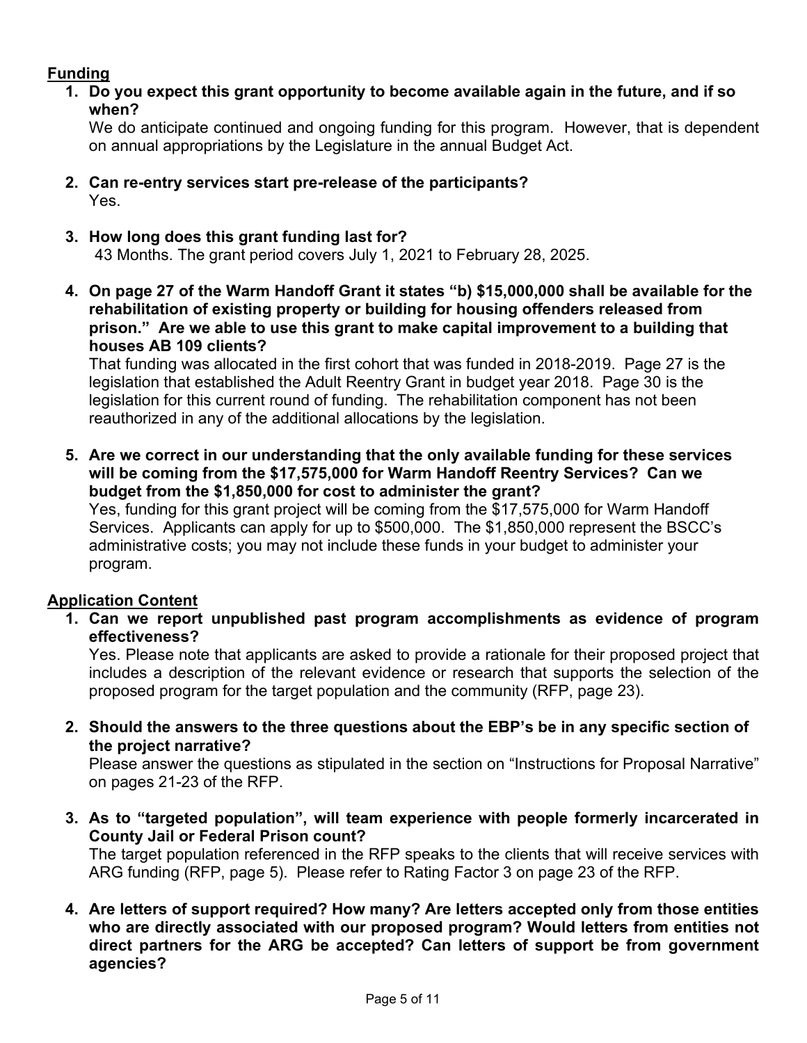## Funding

1. **Do you expect this grant opportunity to become available again in the future, and if so when?**
   We do anticipate continued and ongoing funding for this program. However, that is dependent on annual appropriations by the Legislature in the annual Budget Act.

2. **Can re-entry services start pre-release of the participants?**
   Yes.

3. **How long does this grant funding last for?**
   43 Months. The grant period covers July 1, 2021 to February 28, 2025.

4. **On page 27 of the Warm Handoff Grant it states "b) $15,000,000 shall be available for the rehabilitation of existing property or building for housing offenders released from prison." Are we able to use this grant to make capital improvement to a building that houses AB 109 clients?**
   That funding was allocated in the first cohort that was funded in 2018-2019. Page 27 is the legislation that established the Adult Reentry Grant in budget year 2018. Page 30 is the legislation for this current round of funding. The rehabilitation component has not been reauthorized in any of the additional allocations by the legislation.

5. **Are we correct in our understanding that the only available funding for these services will be coming from the $17,575,000 for Warm Handoff Reentry Services? Can we budget from the $1,850,000 for cost to administer the grant?**
   Yes, funding for this grant project will be coming from the $17,575,000 for Warm Handoff Services. Applicants can apply for up to $500,000. The $1,850,000 represent the BSCC's administrative costs; you may not include these funds in your budget to administer your program.

## Application Content

1. **Can we report unpublished past program accomplishments as evidence of program effectiveness?**
   Yes. Please note that applicants are asked to provide a rationale for their proposed project that includes a description of the relevant evidence or research that supports the selection of the proposed program for the target population and the community (RFP, page 23).

2. **Should the answers to the three questions about the EBP's be in any specific section of the project narrative?**
   Please answer the questions as stipulated in the section on "Instructions for Proposal Narrative" on pages 21-23 of the RFP.

3. **As to "targeted population", will team experience with people formerly incarcerated in County Jail or Federal Prison count?**
   The target population referenced in the RFP speaks to the clients that will receive services with ARG funding (RFP, page 5). Please refer to Rating Factor 3 on page 23 of the RFP.

4. **Are letters of support required? How many? Are letters accepted only from those entities who are directly associated with our proposed program? Would letters from entities not direct partners for the ARG be accepted? Can letters of support be from government agencies?**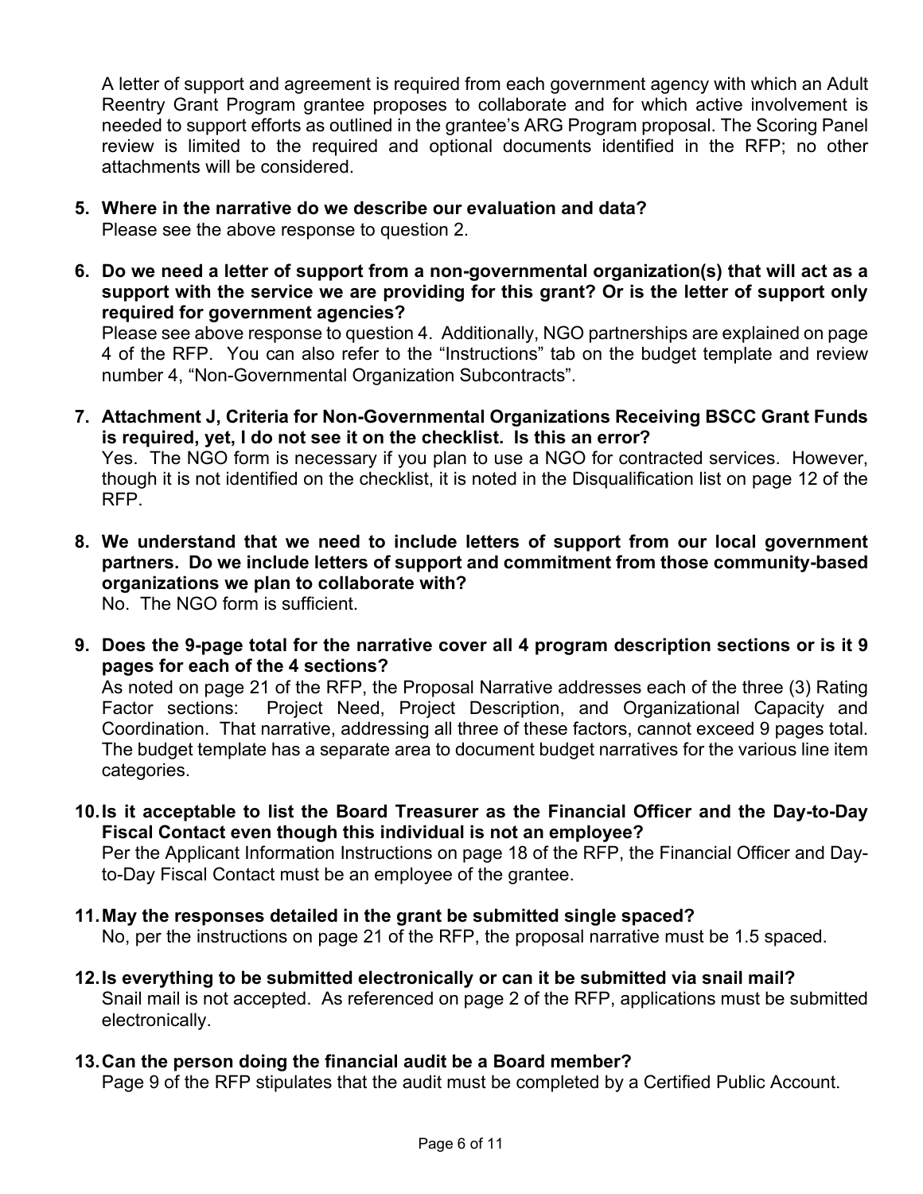A letter of support and agreement is required from each government agency with which an Adult Reentry Grant Program grantee proposes to collaborate and for which active involvement is needed to support efforts as outlined in the grantee's ARG Program proposal. The Scoring Panel review is limited to the required and optional documents identified in the RFP; no other attachments will be considered.

5. **Where in the narrative do we describe our evaluation and data?**
   Please see the above response to question 2.

6. **Do we need a letter of support from a non-governmental organization(s) that will act as a support with the service we are providing for this grant? Or is the letter of support only required for government agencies?**
   Please see above response to question 4. Additionally, NGO partnerships are explained on page 4 of the RFP. You can also refer to the "Instructions" tab on the budget template and review number 4, "Non-Governmental Organization Subcontracts".

7. **Attachment J, Criteria for Non-Governmental Organizations Receiving BSCC Grant Funds is required, yet, I do not see it on the checklist. Is this an error?**
   Yes. The NGO form is necessary if you plan to use a NGO for contracted services. However, though it is not identified on the checklist, it is noted in the Disqualification list on page 12 of the RFP.

8. **We understand that we need to include letters of support from our local government partners. Do we include letters of support and commitment from those community-based organizations we plan to collaborate with?**
   No. The NGO form is sufficient.

9. **Does the 9-page total for the narrative cover all 4 program description sections or is it 9 pages for each of the 4 sections?**
   As noted on page 21 of the RFP, the Proposal Narrative addresses each of the three (3) Rating Factor sections: Project Need, Project Description, and Organizational Capacity and Coordination. That narrative, addressing all three of these factors, cannot exceed 9 pages total. The budget template has a separate area to document budget narratives for the various line item categories.

10. **Is it acceptable to list the Board Treasurer as the Financial Officer and the Day-to-Day Fiscal Contact even though this individual is not an employee?**
    Per the Applicant Information Instructions on page 18 of the RFP, the Financial Officer and Day-to-Day Fiscal Contact must be an employee of the grantee.

11. **May the responses detailed in the grant be submitted single spaced?**
    No, per the instructions on page 21 of the RFP, the proposal narrative must be 1.5 spaced.

12. **Is everything to be submitted electronically or can it be submitted via snail mail?**
    Snail mail is not accepted. As referenced on page 2 of the RFP, applications must be submitted electronically.

13. **Can the person doing the financial audit be a Board member?**
    Page 9 of the RFP stipulates that the audit must be completed by a Certified Public Account.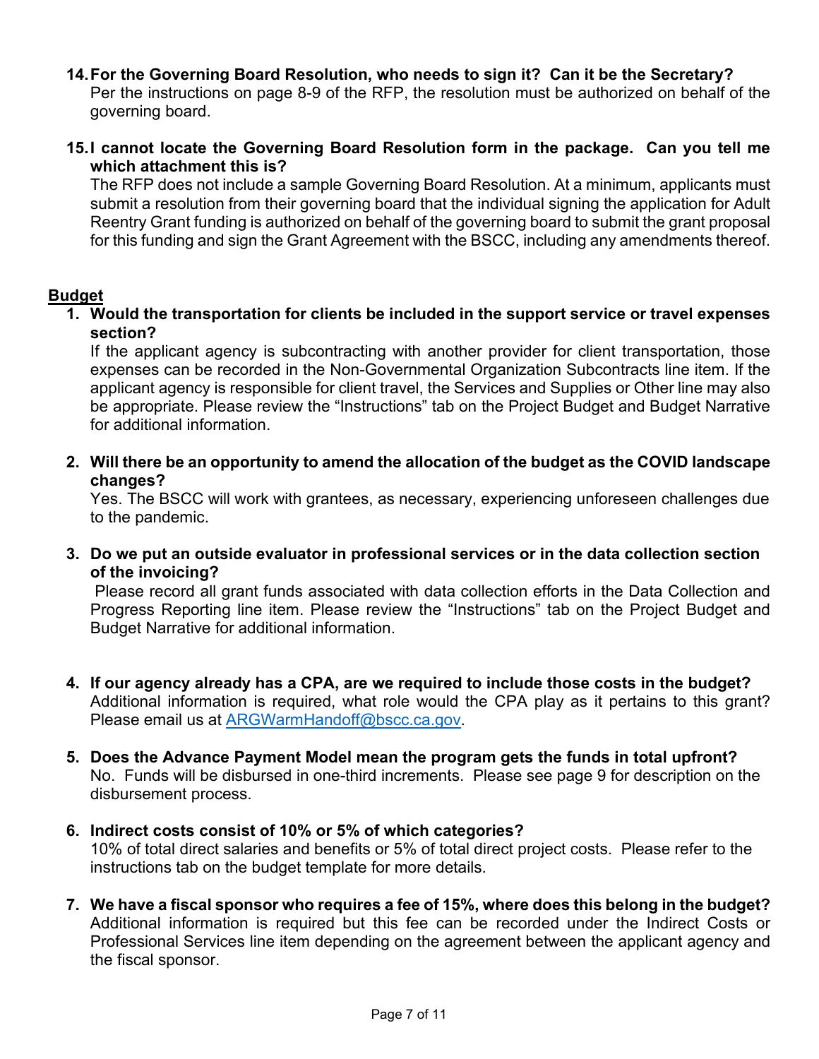14. **For the Governing Board Resolution, who needs to sign it? Can it be the Secretary?**
    Per the instructions on page 8-9 of the RFP, the resolution must be authorized on behalf of the governing board.

15. **I cannot locate the Governing Board Resolution form in the package. Can you tell me which attachment this is?**
    The RFP does not include a sample Governing Board Resolution. At a minimum, applicants must submit a resolution from their governing board that the individual signing the application for Adult Reentry Grant funding is authorized on behalf of the governing board to submit the grant proposal for this funding and sign the Grant Agreement with the BSCC, including any amendments thereof.

**Budget**

1. **Would the transportation for clients be included in the support service or travel expenses section?**
   If the applicant agency is subcontracting with another provider for client transportation, those expenses can be recorded in the Non-Governmental Organization Subcontracts line item. If the applicant agency is responsible for client travel, the Services and Supplies or Other line may also be appropriate. Please review the "Instructions" tab on the Project Budget and Budget Narrative for additional information.

2. **Will there be an opportunity to amend the allocation of the budget as the COVID landscape changes?**
   Yes. The BSCC will work with grantees, as necessary, experiencing unforeseen challenges due to the pandemic.

3. **Do we put an outside evaluator in professional services or in the data collection section of the invoicing?**
   Please record all grant funds associated with data collection efforts in the Data Collection and Progress Reporting line item. Please review the "Instructions" tab on the Project Budget and Budget Narrative for additional information.

4. **If our agency already has a CPA, are we required to include those costs in the budget?**
   Additional information is required, what role would the CPA play as it pertains to this grant? Please email us at ARGWarmHandoff@bscc.ca.gov.

5. **Does the Advance Payment Model mean the program gets the funds in total upfront?**
   No. Funds will be disbursed in one-third increments. Please see page 9 for description on the disbursement process.

6. **Indirect costs consist of 10% or 5% of which categories?**
   10% of total direct salaries and benefits or 5% of total direct project costs. Please refer to the instructions tab on the budget template for more details.

7. **We have a fiscal sponsor who requires a fee of 15%, where does this belong in the budget?**
   Additional information is required but this fee can be recorded under the Indirect Costs or Professional Services line item depending on the agreement between the applicant agency and the fiscal sponsor.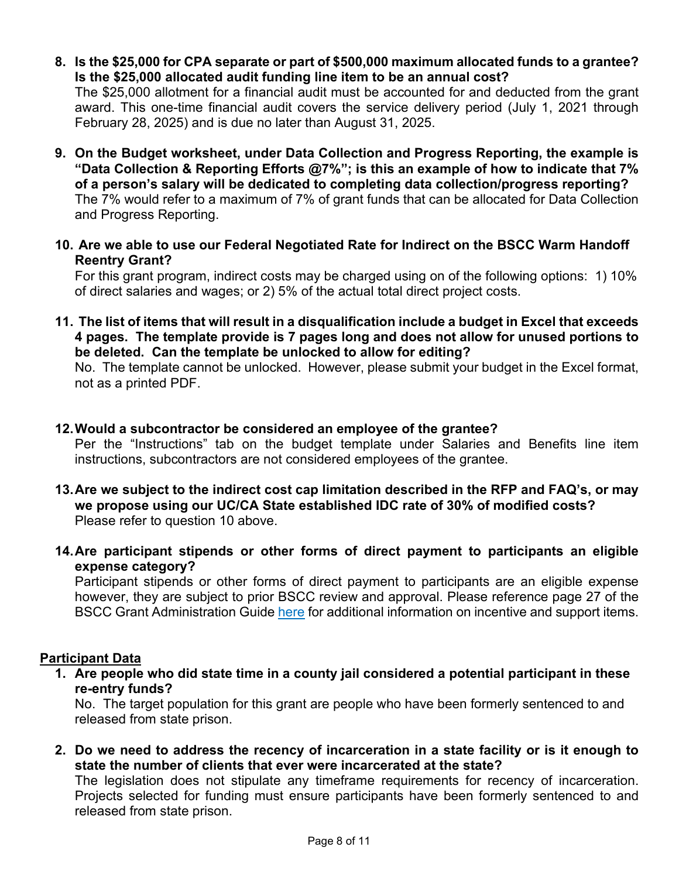8. **Is the $25,000 for CPA separate or part of $500,000 maximum allocated funds to a grantee? Is the $25,000 allocated audit funding line item to be an annual cost?**
   The $25,000 allotment for a financial audit must be accounted for and deducted from the grant award. This one-time financial audit covers the service delivery period (July 1, 2021 through February 28, 2025) and is due no later than August 31, 2025.

9. **On the Budget worksheet, under Data Collection and Progress Reporting, the example is "Data Collection & Reporting Efforts @7%"; is this an example of how to indicate that 7% of a person's salary will be dedicated to completing data collection/progress reporting?**
   The 7% would refer to a maximum of 7% of grant funds that can be allocated for Data Collection and Progress Reporting.

10. **Are we able to use our Federal Negotiated Rate for Indirect on the BSCC Warm Handoff Reentry Grant?**
    For this grant program, indirect costs may be charged using on of the following options: 1) 10% of direct salaries and wages; or 2) 5% of the actual total direct project costs.

11. **The list of items that will result in a disqualification include a budget in Excel that exceeds 4 pages. The template provide is 7 pages long and does not allow for unused portions to be deleted. Can the template be unlocked to allow for editing?**
    No. The template cannot be unlocked. However, please submit your budget in the Excel format, not as a printed PDF.

12. **Would a subcontractor be considered an employee of the grantee?**
    Per the "Instructions" tab on the budget template under Salaries and Benefits line item instructions, subcontractors are not considered employees of the grantee.

13. **Are we subject to the indirect cost cap limitation described in the RFP and FAQ's, or may we propose using our UC/CA State established IDC rate of 30% of modified costs?**
    Please refer to question 10 above.

14. **Are participant stipends or other forms of direct payment to participants an eligible expense category?**
    Participant stipends or other forms of direct payment to participants are an eligible expense however, they are subject to prior BSCC review and approval. Please reference page 27 of the BSCC Grant Administration Guide [here](here) for additional information on incentive and support items.

## Participant Data

1. **Are people who did state time in a county jail considered a potential participant in these re-entry funds?**
   No. The target population for this grant are people who have been formerly sentenced to and released from state prison.

2. **Do we need to address the recency of incarceration in a state facility or is it enough to state the number of clients that ever were incarcerated at the state?**
   The legislation does not stipulate any timeframe requirements for recency of incarceration. Projects selected for funding must ensure participants have been formerly sentenced to and released from state prison.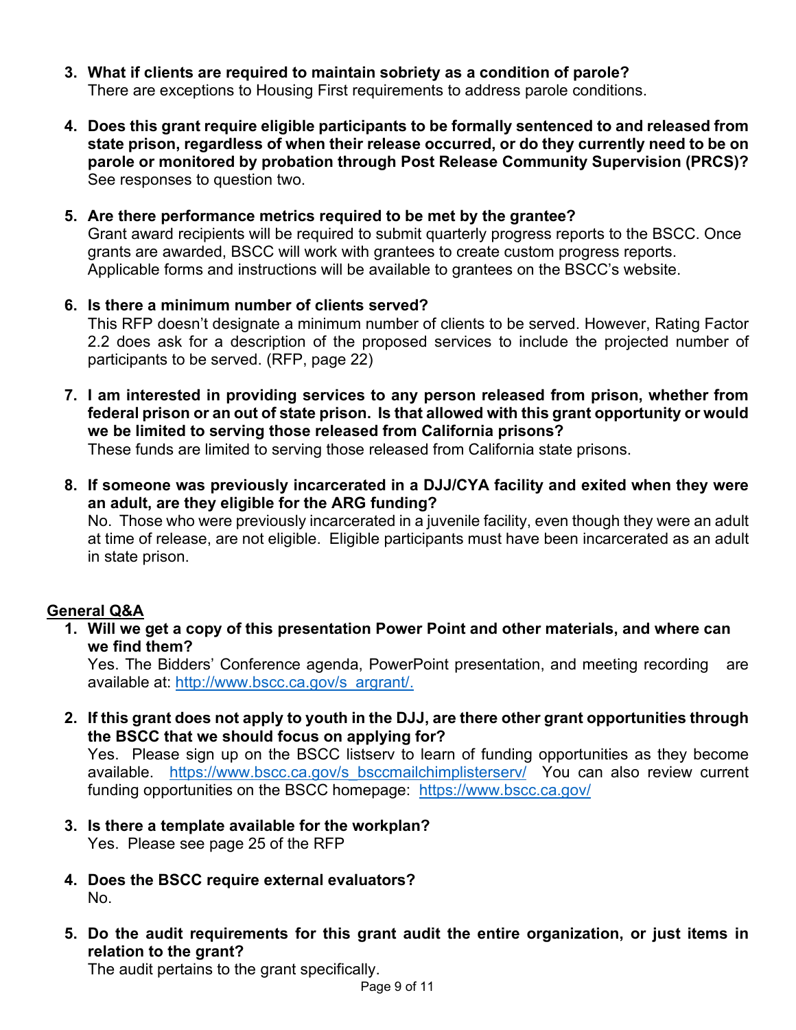3. **What if clients are required to maintain sobriety as a condition of parole?**
   There are exceptions to Housing First requirements to address parole conditions.

4. **Does this grant require eligible participants to be formally sentenced to and released from state prison, regardless of when their release occurred, or do they currently need to be on parole or monitored by probation through Post Release Community Supervision (PRCS)?**
   See responses to question two.

5. **Are there performance metrics required to be met by the grantee?**
   Grant award recipients will be required to submit quarterly progress reports to the BSCC. Once grants are awarded, BSCC will work with grantees to create custom progress reports. Applicable forms and instructions will be available to grantees on the BSCC's website.

6. **Is there a minimum number of clients served?**
   This RFP doesn't designate a minimum number of clients to be served. However, Rating Factor 2.2 does ask for a description of the proposed services to include the projected number of participants to be served. (RFP, page 22)

7. **I am interested in providing services to any person released from prison, whether from federal prison or an out of state prison. Is that allowed with this grant opportunity or would we be limited to serving those released from California prisons?**
   These funds are limited to serving those released from California state prisons.

8. **If someone was previously incarcerated in a DJJ/CYA facility and exited when they were an adult, are they eligible for the ARG funding?**
   No. Those who were previously incarcerated in a juvenile facility, even though they were an adult at time of release, are not eligible. Eligible participants must have been incarcerated as an adult in state prison.

## General Q&A

1. **Will we get a copy of this presentation Power Point and other materials, and where can we find them?**
   Yes. The Bidders' Conference agenda, PowerPoint presentation, and meeting recording are available at: http://www.bscc.ca.gov/s_argrant/.

2. **If this grant does not apply to youth in the DJJ, are there other grant opportunities through the BSCC that we should focus on applying for?**
   Yes. Please sign up on the BSCC listserv to learn of funding opportunities as they become available. https://www.bscc.ca.gov/s_bsccmailchimplisterserv/ You can also review current funding opportunities on the BSCC homepage: https://www.bscc.ca.gov/

3. **Is there a template available for the workplan?**
   Yes. Please see page 25 of the RFP

4. **Does the BSCC require external evaluators?**
   No.

5. **Do the audit requirements for this grant audit the entire organization, or just items in relation to the grant?**
   The audit pertains to the grant specifically.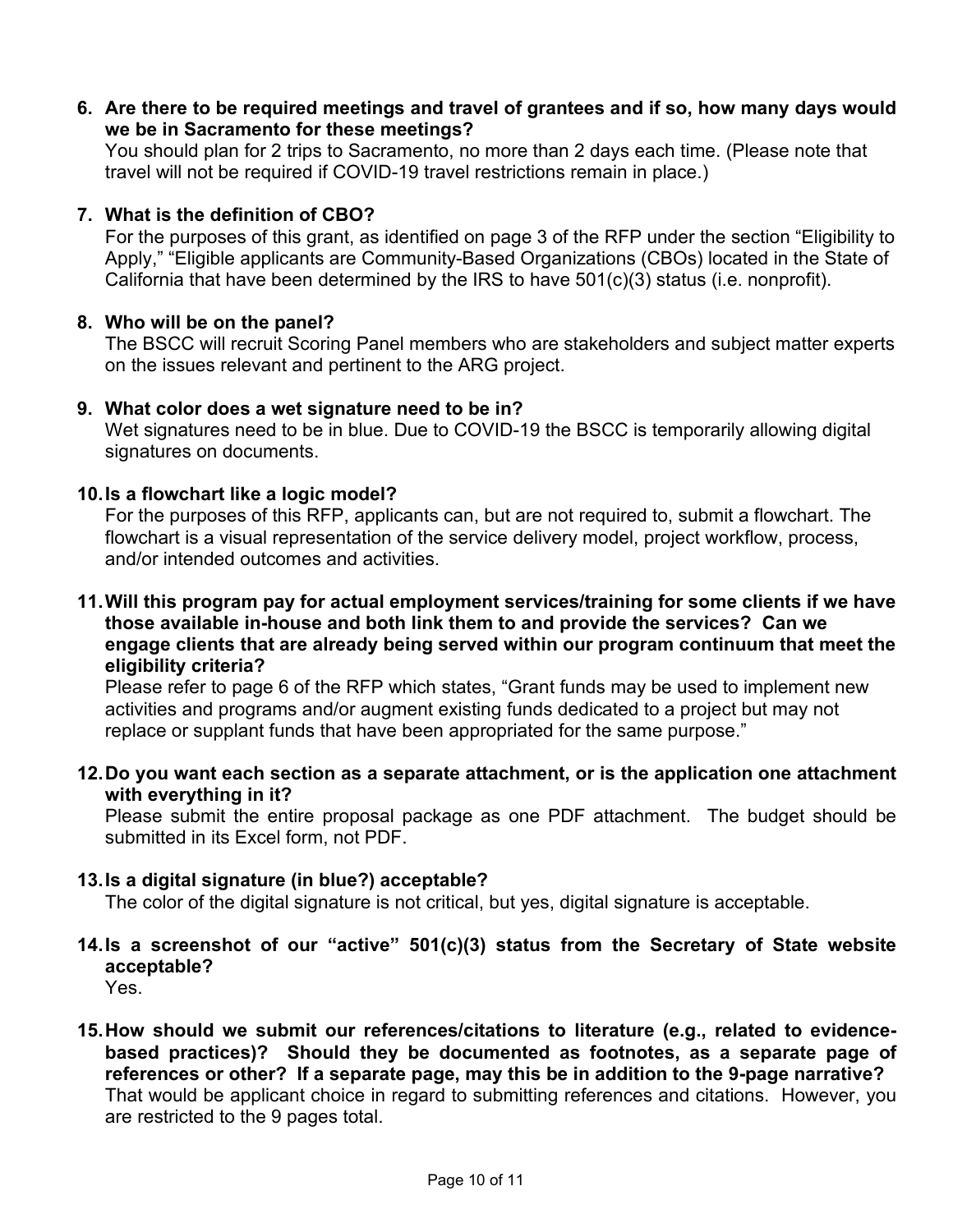6. **Are there to be required meetings and travel of grantees and if so, how many days would we be in Sacramento for these meetings?**
   You should plan for 2 trips to Sacramento, no more than 2 days each time. (Please note that travel will not be required if COVID-19 travel restrictions remain in place.)

7. **What is the definition of CBO?**
   For the purposes of this grant, as identified on page 3 of the RFP under the section "Eligibility to Apply," "Eligible applicants are Community-Based Organizations (CBOs) located in the State of California that have been determined by the IRS to have 501(c)(3) status (i.e. nonprofit).

8. **Who will be on the panel?**
   The BSCC will recruit Scoring Panel members who are stakeholders and subject matter experts on the issues relevant and pertinent to the ARG project.

9. **What color does a wet signature need to be in?**
   Wet signatures need to be in blue. Due to COVID-19 the BSCC is temporarily allowing digital signatures on documents.

10. **Is a flowchart like a logic model?**
    For the purposes of this RFP, applicants can, but are not required to, submit a flowchart. The flowchart is a visual representation of the service delivery model, project workflow, process, and/or intended outcomes and activities.

11. **Will this program pay for actual employment services/training for some clients if we have those available in-house and both link them to and provide the services? Can we engage clients that are already being served within our program continuum that meet the eligibility criteria?**
    Please refer to page 6 of the RFP which states, "Grant funds may be used to implement new activities and programs and/or augment existing funds dedicated to a project but may not replace or supplant funds that have been appropriated for the same purpose."

12. **Do you want each section as a separate attachment, or is the application one attachment with everything in it?**
    Please submit the entire proposal package as one PDF attachment. The budget should be submitted in its Excel form, not PDF.

13. **Is a digital signature (in blue?) acceptable?**
    The color of the digital signature is not critical, but yes, digital signature is acceptable.

14. **Is a screenshot of our "active" 501(c)(3) status from the Secretary of State website acceptable?**
    Yes.

15. **How should we submit our references/citations to literature (e.g., related to evidence-based practices)? Should they be documented as footnotes, as a separate page of references or other? If a separate page, may this be in addition to the 9-page narrative?**
    That would be applicant choice in regard to submitting references and citations. However, you are restricted to the 9 pages total.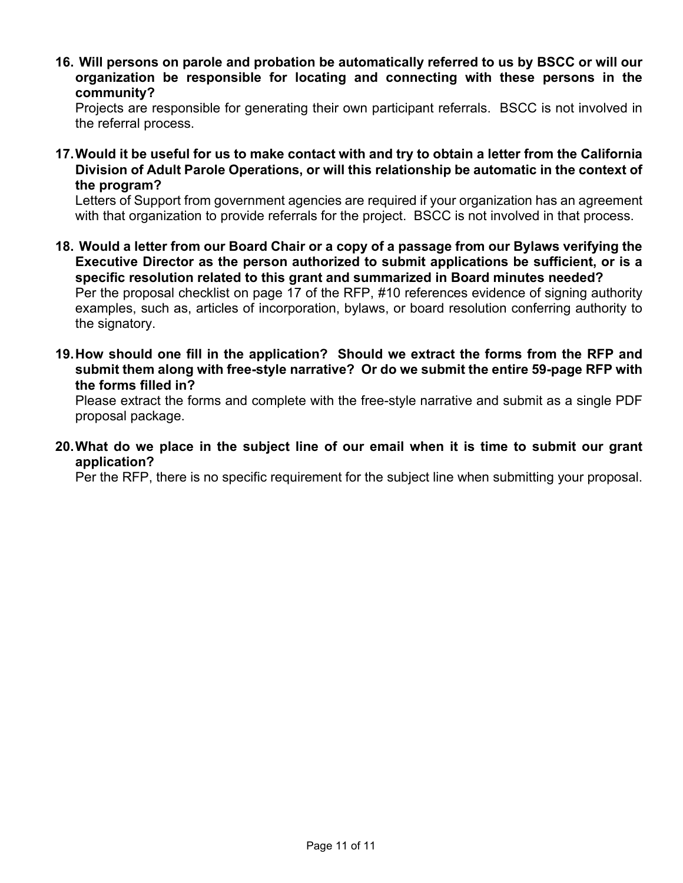**16. Will persons on parole and probation be automatically referred to us by BSCC or will our organization be responsible for locating and connecting with these persons in the community?**

Projects are responsible for generating their own participant referrals. BSCC is not involved in the referral process.

**17. Would it be useful for us to make contact with and try to obtain a letter from the California Division of Adult Parole Operations, or will this relationship be automatic in the context of the program?**

Letters of Support from government agencies are required if your organization has an agreement with that organization to provide referrals for the project. BSCC is not involved in that process.

**18. Would a letter from our Board Chair or a copy of a passage from our Bylaws verifying the Executive Director as the person authorized to submit applications be sufficient, or is a specific resolution related to this grant and summarized in Board minutes needed?**

Per the proposal checklist on page 17 of the RFP, #10 references evidence of signing authority examples, such as, articles of incorporation, bylaws, or board resolution conferring authority to the signatory.

**19. How should one fill in the application? Should we extract the forms from the RFP and submit them along with free-style narrative? Or do we submit the entire 59-page RFP with the forms filled in?**

Please extract the forms and complete with the free-style narrative and submit as a single PDF proposal package.

**20. What do we place in the subject line of our email when it is time to submit our grant application?**

Per the RFP, there is no specific requirement for the subject line when submitting your proposal.